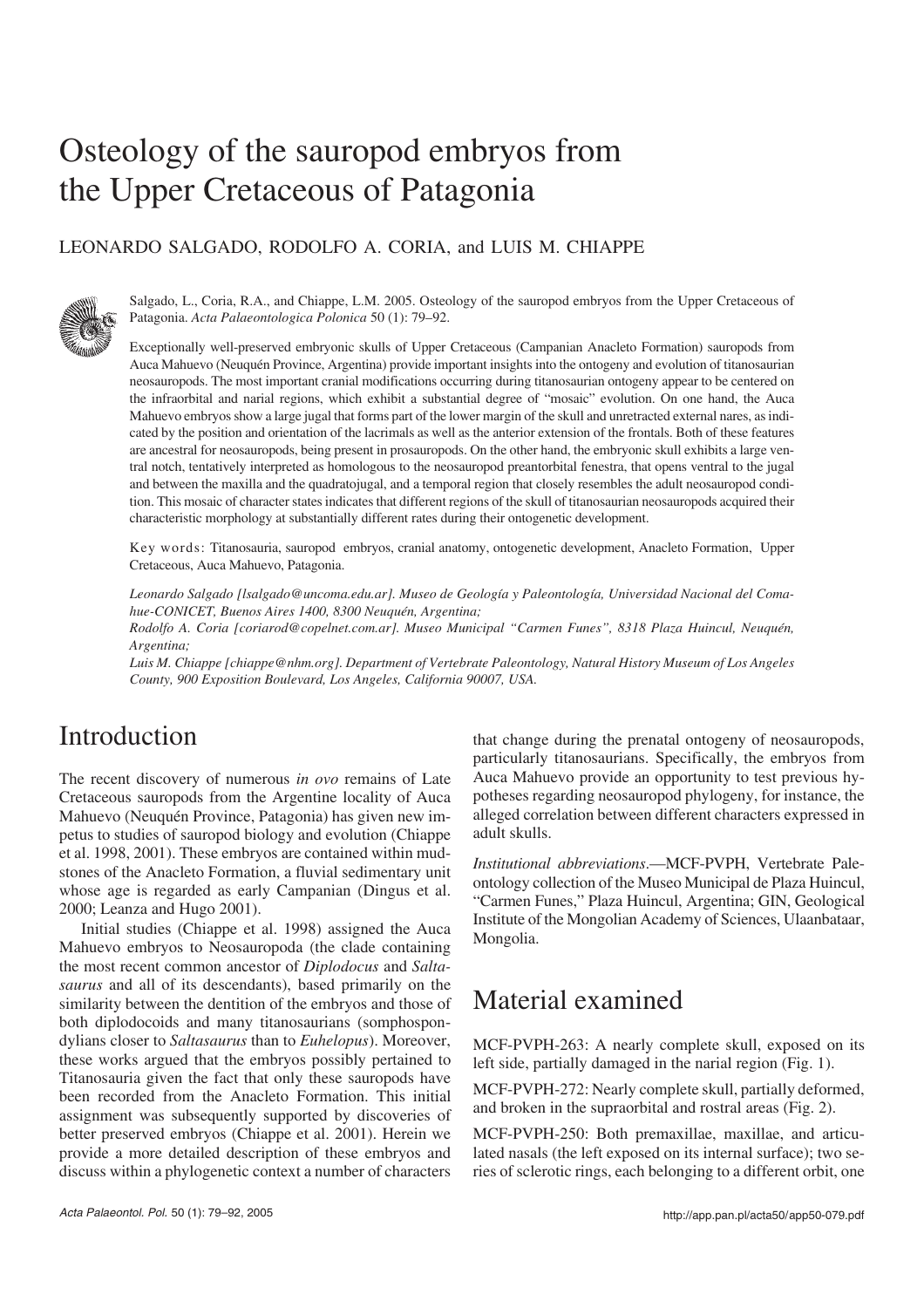# Osteology of the sauropod embryos from the Upper Cretaceous of Patagonia

LEONARDO SALGADO, RODOLFO A. CORIA, and LUIS M. CHIAPPE

Salgado, L., Coria, R.A., and Chiappe, L.M. 2005. Osteology of the sauropod embryos from the Upper Cretaceous of Patagonia. *Acta Palaeontologica Polonica* 50 (1): 79–92.

Exceptionally well-preserved embryonic skulls of Upper Cretaceous (Campanian Anacleto Formation) sauropods from Auca Mahuevo (Neuquén Province, Argentina) provide important insights into the ontogeny and evolution of titanosaurian neosauropods. The most important cranial modifications occurring during titanosaurian ontogeny appear to be centered on the infraorbital and narial regions, which exhibit a substantial degree of "mosaic" evolution. On one hand, the Auca Mahuevo embryos show a large jugal that forms part of the lower margin of the skull and unretracted external nares, as indicated by the position and orientation of the lacrimals as well as the anterior extension of the frontals. Both of these features are ancestral for neosauropods, being present in prosauropods. On the other hand, the embryonic skull exhibits a large ventral notch, tentatively interpreted as homologous to the neosauropod preantorbital fenestra, that opens ventral to the jugal and between the maxilla and the quadratojugal, and a temporal region that closely resembles the adult neosauropod condition. This mosaic of character states indicates that different regions of the skull of titanosaurian neosauropods acquired their characteristic morphology at substantially different rates during their ontogenetic development.

Key words: Titanosauria, sauropod embryos, cranial anatomy, ontogenetic development, Anacleto Formation, Upper Cretaceous, Auca Mahuevo, Patagonia.

*Leonardo Salgado [lsalgado@uncoma.edu.ar]. Museo de Geología y Paleontología, Universidad Nacional del Comahue-CONICET, Buenos Aires 1400, 8300 Neuquén, Argentina;*
*Rodolfo A. Coria [coriarod@copelnet.com.ar]. Museo Municipal "Carmen Funes", 8318 Plaza Huincul, Neuquén, Argentina;*
*Luis M. Chiappe [chiappe@nhm.org]. Department of Vertebrate Paleontology, Natural History Museum of Los Angeles County, 900 Exposition Boulevard, Los Angeles, California 90007, USA.*

## Introduction

The recent discovery of numerous *in ovo* remains of Late Cretaceous sauropods from the Argentine locality of Auca Mahuevo (Neuquén Province, Patagonia) has given new impetus to studies of sauropod biology and evolution (Chiappe et al. 1998, 2001). These embryos are contained within mudstones of the Anacleto Formation, a fluvial sedimentary unit whose age is regarded as early Campanian (Dingus et al. 2000; Leanza and Hugo 2001).

Initial studies (Chiappe et al. 1998) assigned the Auca Mahuevo embryos to Neosauropoda (the clade containing the most recent common ancestor of *Diplodocus* and *Saltasaurus* and all of its descendants), based primarily on the similarity between the dentition of the embryos and those of both diplodocoids and many titanosaurians (somphospondylians closer to *Saltasaurus* than to *Euhelopus*). Moreover, these works argued that the embryos possibly pertained to Titanosauria given the fact that only these sauropods have been recorded from the Anacleto Formation. This initial assignment was subsequently supported by discoveries of better preserved embryos (Chiappe et al. 2001). Herein we provide a more detailed description of these embryos and discuss within a phylogenetic context a number of characters that change during the prenatal ontogeny of neosauropods, particularly titanosaurians. Specifically, the embryos from Auca Mahuevo provide an opportunity to test previous hypotheses regarding neosauropod phylogeny, for instance, the alleged correlation between different characters expressed in adult skulls.

*Institutional abbreviations*.—MCF-PVPH, Vertebrate Paleontology collection of the Museo Municipal de Plaza Huincul, "Carmen Funes," Plaza Huincul, Argentina; GIN, Geological Institute of the Mongolian Academy of Sciences, Ulaanbataar, Mongolia.

## Material examined

MCF-PVPH-263: A nearly complete skull, exposed on its left side, partially damaged in the narial region (Fig. 1).

MCF-PVPH-272: Nearly complete skull, partially deformed, and broken in the supraorbital and rostral areas (Fig. 2).

MCF-PVPH-250: Both premaxillae, maxillae, and articulated nasals (the left exposed on its internal surface); two series of sclerotic rings, each belonging to a different orbit, one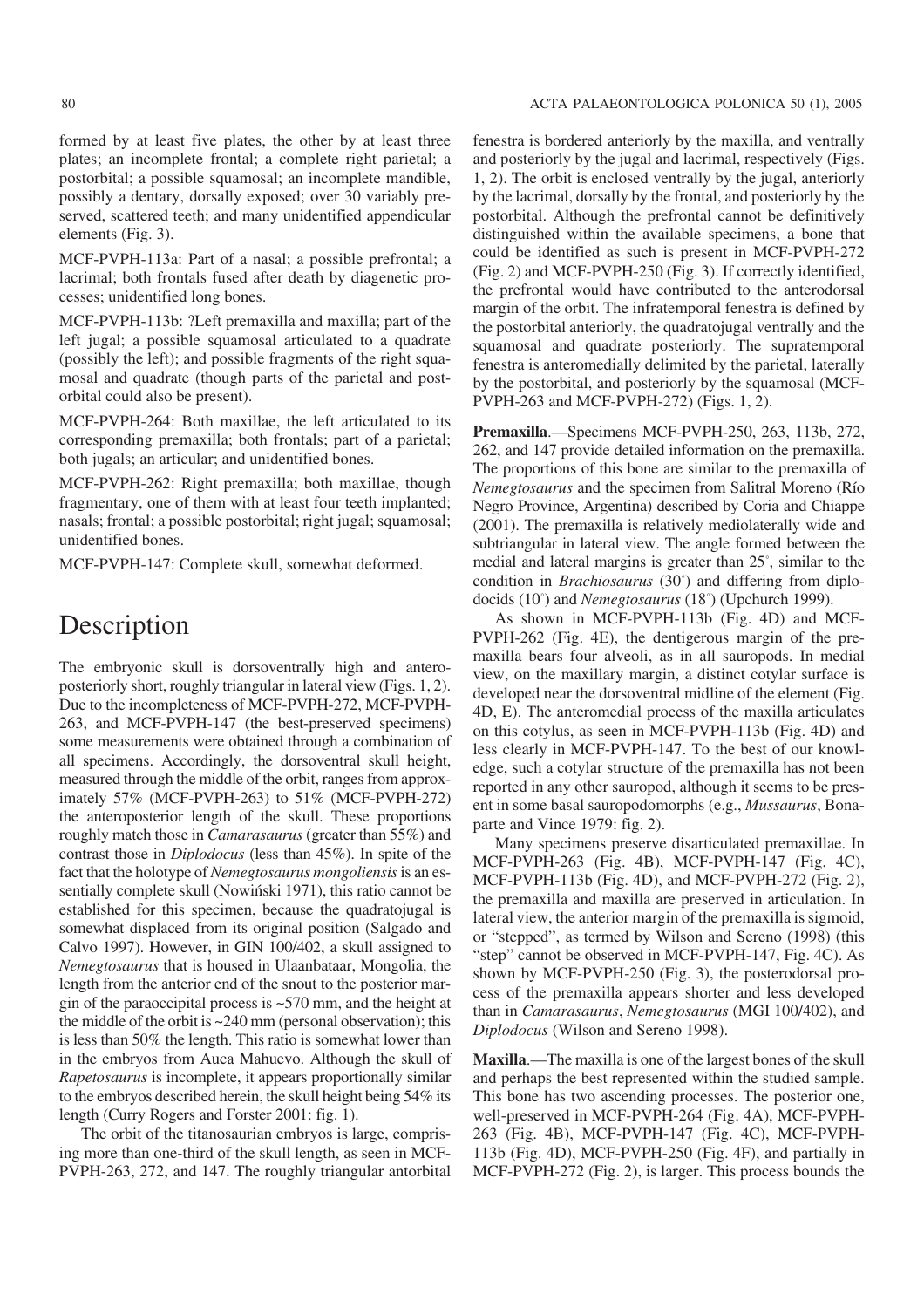formed by at least five plates, the other by at least three plates; an incomplete frontal; a complete right parietal; a postorbital; a possible squamosal; an incomplete mandible, possibly a dentary, dorsally exposed; over 30 variably preserved, scattered teeth; and many unidentified appendicular elements (Fig. 3).

MCF-PVPH-113a: Part of a nasal; a possible prefrontal; a lacrimal; both frontals fused after death by diagenetic processes; unidentified long bones.

MCF-PVPH-113b: ?Left premaxilla and maxilla; part of the left jugal; a possible squamosal articulated to a quadrate (possibly the left); and possible fragments of the right squamosal and quadrate (though parts of the parietal and postorbital could also be present).

MCF-PVPH-264: Both maxillae, the left articulated to its corresponding premaxilla; both frontals; part of a parietal; both jugals; an articular; and unidentified bones.

MCF-PVPH-262: Right premaxilla; both maxillae, though fragmentary, one of them with at least four teeth implanted; nasals; frontal; a possible postorbital; right jugal; squamosal; unidentified bones.

MCF-PVPH-147: Complete skull, somewhat deformed.

# Description

The embryonic skull is dorsoventrally high and anteroposteriorly short, roughly triangular in lateral view (Figs. 1, 2). Due to the incompleteness of MCF-PVPH-272, MCF-PVPH-263, and MCF-PVPH-147 (the best-preserved specimens) some measurements were obtained through a combination of all specimens. Accordingly, the dorsoventral skull height, measured through the middle of the orbit, ranges from approximately 57% (MCF-PVPH-263) to 51% (MCF-PVPH-272) the anteroposterior length of the skull. These proportions roughly match those in *Camarasaurus* (greater than 55%) and contrast those in *Diplodocus* (less than 45%). In spite of the fact that the holotype of *Nemegtosaurus mongoliensis* is an essentially complete skull (Nowiński 1971), this ratio cannot be established for this specimen, because the quadratojugal is somewhat displaced from its original position (Salgado and Calvo 1997). However, in GIN 100/402, a skull assigned to *Nemegtosaurus* that is housed in Ulaanbataar, Mongolia, the length from the anterior end of the snout to the posterior margin of the paraoccipital process is ~570 mm, and the height at the middle of the orbit is ~240 mm (personal observation); this is less than 50% the length. This ratio is somewhat lower than in the embryos from Auca Mahuevo. Although the skull of *Rapetosaurus* is incomplete, it appears proportionally similar to the embryos described herein, the skull height being 54% its length (Curry Rogers and Forster 2001: fig. 1).

The orbit of the titanosaurian embryos is large, comprising more than one-third of the skull length, as seen in MCF-PVPH-263, 272, and 147. The roughly triangular antorbital fenestra is bordered anteriorly by the maxilla, and ventrally and posteriorly by the jugal and lacrimal, respectively (Figs. 1, 2). The orbit is enclosed ventrally by the jugal, anteriorly by the lacrimal, dorsally by the frontal, and posteriorly by the postorbital. Although the prefrontal cannot be definitively distinguished within the available specimens, a bone that could be identified as such is present in MCF-PVPH-272 (Fig. 2) and MCF-PVPH-250 (Fig. 3). If correctly identified, the prefrontal would have contributed to the anterodorsal margin of the orbit. The infratemporal fenestra is defined by the postorbital anteriorly, the quadratojugal ventrally and the squamosal and quadrate posteriorly. The supratemporal fenestra is anteromedially delimited by the parietal, laterally by the postorbital, and posteriorly by the squamosal (MCF-PVPH-263 and MCF-PVPH-272) (Figs. 1, 2).

**Premaxilla**.—Specimens MCF-PVPH-250, 263, 113b, 272, 262, and 147 provide detailed information on the premaxilla. The proportions of this bone are similar to the premaxilla of *Nemegtosaurus* and the specimen from Salitral Moreno (Río Negro Province, Argentina) described by Coria and Chiappe (2001). The premaxilla is relatively mediolaterally wide and subtriangular in lateral view. The angle formed between the medial and lateral margins is greater than 25°, similar to the condition in *Brachiosaurus* (30°) and differing from diplodocids (10°) and *Nemegtosaurus* (18°) (Upchurch 1999).

As shown in MCF-PVPH-113b (Fig. 4D) and MCF-PVPH-262 (Fig. 4E), the dentigerous margin of the premaxilla bears four alveoli, as in all sauropods. In medial view, on the maxillary margin, a distinct cotylar surface is developed near the dorsoventral midline of the element (Fig. 4D, E). The anteromedial process of the maxilla articulates on this cotylus, as seen in MCF-PVPH-113b (Fig. 4D) and less clearly in MCF-PVPH-147. To the best of our knowledge, such a cotylar structure of the premaxilla has not been reported in any other sauropod, although it seems to be present in some basal sauropodomorphs (e.g., *Mussaurus*, Bonaparte and Vince 1979: fig. 2).

Many specimens preserve disarticulated premaxillae. In MCF-PVPH-263 (Fig. 4B), MCF-PVPH-147 (Fig. 4C), MCF-PVPH-113b (Fig. 4D), and MCF-PVPH-272 (Fig. 2), the premaxilla and maxilla are preserved in articulation. In lateral view, the anterior margin of the premaxilla is sigmoid, or "stepped", as termed by Wilson and Sereno (1998) (this "step" cannot be observed in MCF-PVPH-147, Fig. 4C). As shown by MCF-PVPH-250 (Fig. 3), the posterodorsal process of the premaxilla appears shorter and less developed than in *Camarasaurus*, *Nemegtosaurus* (MGI 100/402), and *Diplodocus* (Wilson and Sereno 1998).

**Maxilla**.—The maxilla is one of the largest bones of the skull and perhaps the best represented within the studied sample. This bone has two ascending processes. The posterior one, well-preserved in MCF-PVPH-264 (Fig. 4A), MCF-PVPH-263 (Fig. 4B), MCF-PVPH-147 (Fig. 4C), MCF-PVPH-113b (Fig. 4D), MCF-PVPH-250 (Fig. 4F), and partially in MCF-PVPH-272 (Fig. 2), is larger. This process bounds the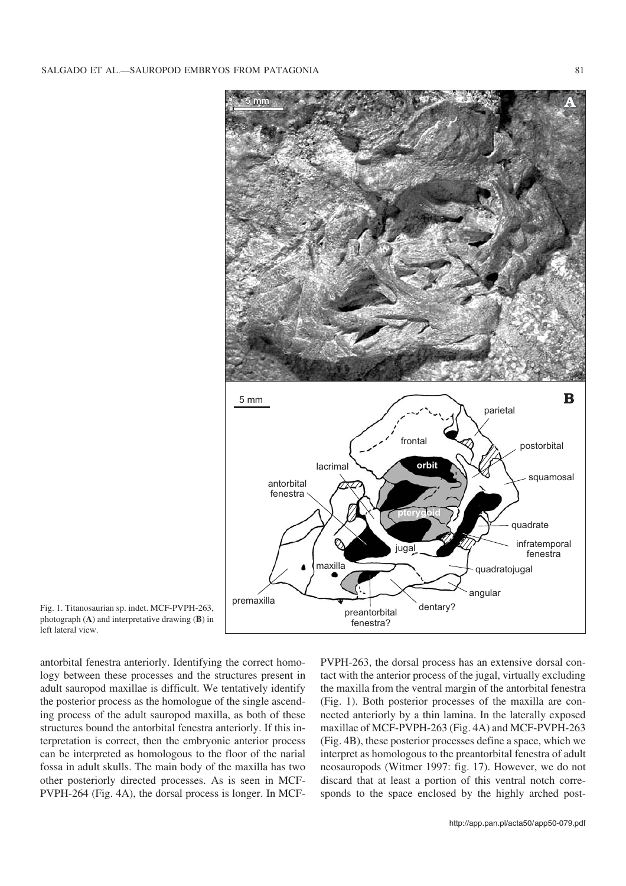Fig. 1. Titanosaurian sp. indet. MCF-PVPH-263, photograph (**A**) and interpretative drawing (**B**) in left lateral view.

antorbital fenestra anteriorly. Identifying the correct homology between these processes and the structures present in adult sauropod maxillae is difficult. We tentatively identify the posterior process as the homologue of the single ascending process of the adult sauropod maxilla, as both of these structures bound the antorbital fenestra anteriorly. If this interpretation is correct, then the embryonic anterior process can be interpreted as homologous to the floor of the narial fossa in adult skulls. The main body of the maxilla has two other posteriorly directed processes. As is seen in MCF-PVPH-264 (Fig. 4A), the dorsal process is longer. In MCF-PVPH-263, the dorsal process has an extensive dorsal contact with the anterior process of the jugal, virtually excluding the maxilla from the ventral margin of the antorbital fenestra (Fig. 1). Both posterior processes of the maxilla are connected anteriorly by a thin lamina. In the laterally exposed maxillae of MCF-PVPH-263 (Fig. 4A) and MCF-PVPH-263 (Fig. 4B), these posterior processes define a space, which we interpret as homologous to the preantorbital fenestra of adult neosauropods (Witmer 1997: fig. 17). However, we do not discard that at least a portion of this ventral notch corresponds to the space enclosed by the highly arched post-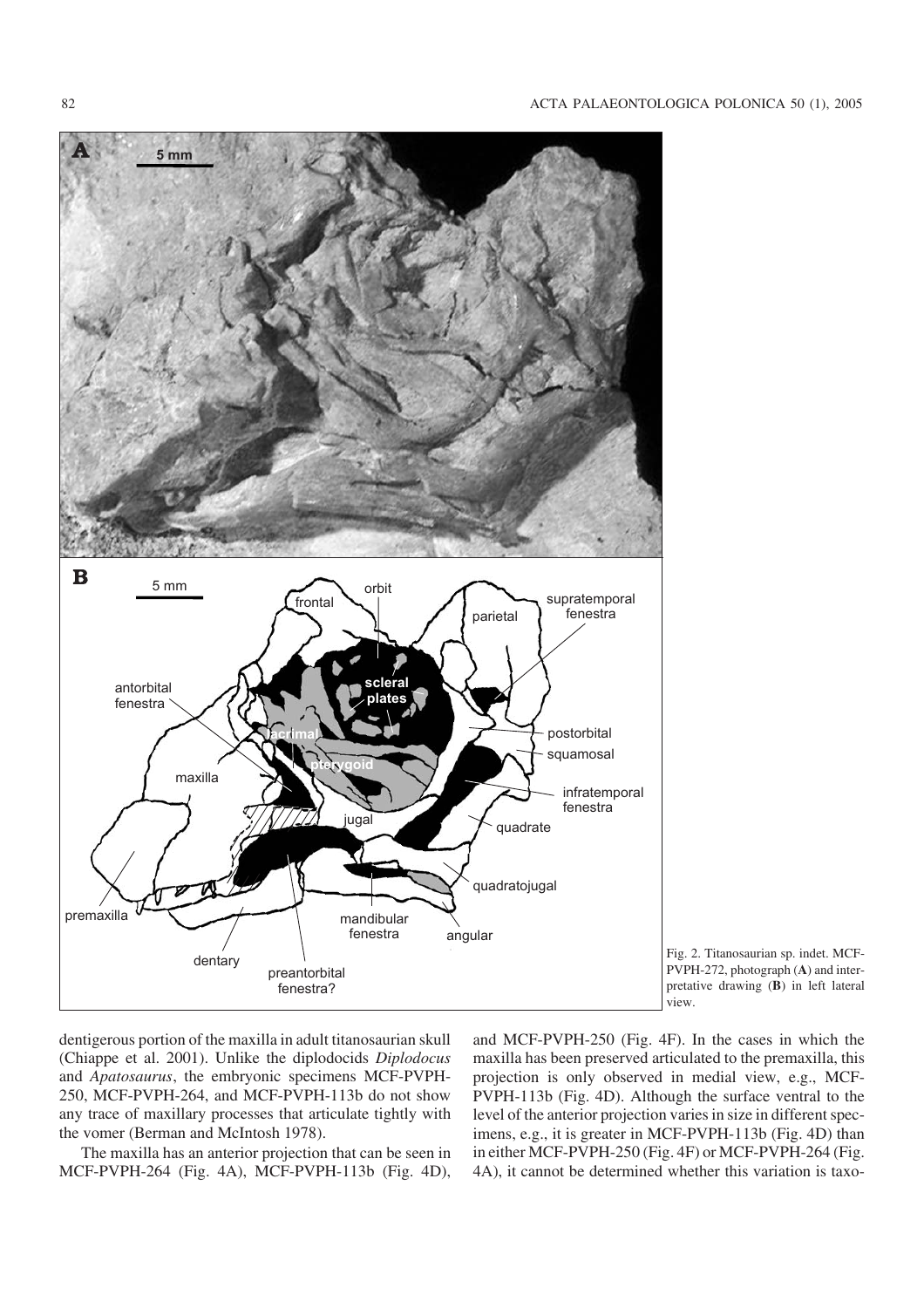Fig. 2. Titanosaurian sp. indet. MCF-PVPH-272, photograph (**A**) and interpretative drawing (**B**) in left lateral view.

dentigerous portion of the maxilla in adult titanosaurian skull (Chiappe et al. 2001). Unlike the diplodocids *Diplodocus* and *Apatosaurus*, the embryonic specimens MCF-PVPH-250, MCF-PVPH-264, and MCF-PVPH-113b do not show any trace of maxillary processes that articulate tightly with the vomer (Berman and McIntosh 1978).

The maxilla has an anterior projection that can be seen in MCF-PVPH-264 (Fig. 4A), MCF-PVPH-113b (Fig. 4D), and MCF-PVPH-250 (Fig. 4F). In the cases in which the maxilla has been preserved articulated to the premaxilla, this projection is only observed in medial view, e.g., MCF-PVPH-113b (Fig. 4D). Although the surface ventral to the level of the anterior projection varies in size in different specimens, e.g., it is greater in MCF-PVPH-113b (Fig. 4D) than in either MCF-PVPH-250 (Fig. 4F) or MCF-PVPH-264 (Fig. 4A), it cannot be determined whether this variation is taxo-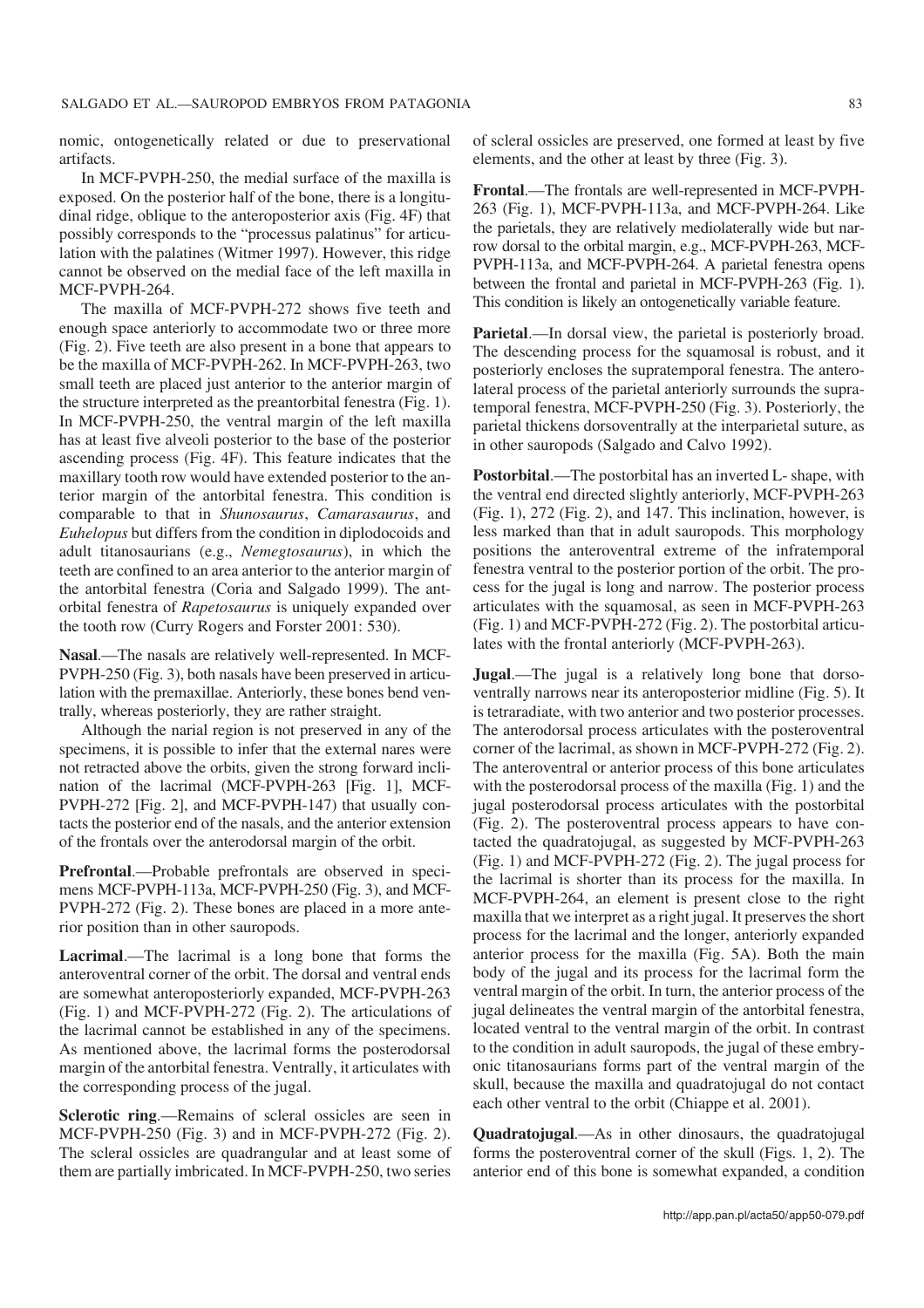nomic, ontogenetically related or due to preservational artifacts.

In MCF-PVPH-250, the medial surface of the maxilla is exposed. On the posterior half of the bone, there is a longitudinal ridge, oblique to the anteroposterior axis (Fig. 4F) that possibly corresponds to the "processus palatinus" for articulation with the palatines (Witmer 1997). However, this ridge cannot be observed on the medial face of the left maxilla in MCF-PVPH-264.

The maxilla of MCF-PVPH-272 shows five teeth and enough space anteriorly to accommodate two or three more (Fig. 2). Five teeth are also present in a bone that appears to be the maxilla of MCF-PVPH-262. In MCF-PVPH-263, two small teeth are placed just anterior to the anterior margin of the structure interpreted as the preantorbital fenestra (Fig. 1). In MCF-PVPH-250, the ventral margin of the left maxilla has at least five alveoli posterior to the base of the posterior ascending process (Fig. 4F). This feature indicates that the maxillary tooth row would have extended posterior to the anterior margin of the antorbital fenestra. This condition is comparable to that in *Shunosaurus*, *Camarasaurus*, and *Euhelopus* but differs from the condition in diplodocoids and adult titanosaurians (e.g., *Nemegtosaurus*), in which the teeth are confined to an area anterior to the anterior margin of the antorbital fenestra (Coria and Salgado 1999). The antorbital fenestra of *Rapetosaurus* is uniquely expanded over the tooth row (Curry Rogers and Forster 2001: 530).

**Nasal**.—The nasals are relatively well-represented. In MCF-PVPH-250 (Fig. 3), both nasals have been preserved in articulation with the premaxillae. Anteriorly, these bones bend ventrally, whereas posteriorly, they are rather straight.

Although the narial region is not preserved in any of the specimens, it is possible to infer that the external nares were not retracted above the orbits, given the strong forward inclination of the lacrimal (MCF-PVPH-263 [Fig. 1], MCF-PVPH-272 [Fig. 2], and MCF-PVPH-147) that usually contacts the posterior end of the nasals, and the anterior extension of the frontals over the anterodorsal margin of the orbit.

**Prefrontal**.—Probable prefrontals are observed in specimens MCF-PVPH-113a, MCF-PVPH-250 (Fig. 3), and MCF-PVPH-272 (Fig. 2). These bones are placed in a more anterior position than in other sauropods.

**Lacrimal**.—The lacrimal is a long bone that forms the anteroventral corner of the orbit. The dorsal and ventral ends are somewhat anteroposteriorly expanded, MCF-PVPH-263 (Fig. 1) and MCF-PVPH-272 (Fig. 2). The articulations of the lacrimal cannot be established in any of the specimens. As mentioned above, the lacrimal forms the posterodorsal margin of the antorbital fenestra. Ventrally, it articulates with the corresponding process of the jugal.

**Sclerotic ring**.—Remains of scleral ossicles are seen in MCF-PVPH-250 (Fig. 3) and in MCF-PVPH-272 (Fig. 2). The scleral ossicles are quadrangular and at least some of them are partially imbricated. In MCF-PVPH-250, two series of scleral ossicles are preserved, one formed at least by five elements, and the other at least by three (Fig. 3).

**Frontal**.—The frontals are well-represented in MCF-PVPH-263 (Fig. 1), MCF-PVPH-113a, and MCF-PVPH-264. Like the parietals, they are relatively mediolaterally wide but narrow dorsal to the orbital margin, e.g., MCF-PVPH-263, MCF-PVPH-113a, and MCF-PVPH-264. A parietal fenestra opens between the frontal and parietal in MCF-PVPH-263 (Fig. 1). This condition is likely an ontogenetically variable feature.

**Parietal**.—In dorsal view, the parietal is posteriorly broad. The descending process for the squamosal is robust, and it posteriorly encloses the supratemporal fenestra. The anterolateral process of the parietal anteriorly surrounds the supratemporal fenestra, MCF-PVPH-250 (Fig. 3). Posteriorly, the parietal thickens dorsoventrally at the interparietal suture, as in other sauropods (Salgado and Calvo 1992).

**Postorbital**.—The postorbital has an inverted L- shape, with the ventral end directed slightly anteriorly, MCF-PVPH-263 (Fig. 1), 272 (Fig. 2), and 147. This inclination, however, is less marked than that in adult sauropods. This morphology positions the anteroventral extreme of the infratemporal fenestra ventral to the posterior portion of the orbit. The process for the jugal is long and narrow. The posterior process articulates with the squamosal, as seen in MCF-PVPH-263 (Fig. 1) and MCF-PVPH-272 (Fig. 2). The postorbital articulates with the frontal anteriorly (MCF-PVPH-263).

**Jugal**.—The jugal is a relatively long bone that dorsoventrally narrows near its anteroposterior midline (Fig. 5). It is tetraradiate, with two anterior and two posterior processes. The anterodorsal process articulates with the posteroventral corner of the lacrimal, as shown in MCF-PVPH-272 (Fig. 2). The anteroventral or anterior process of this bone articulates with the posterodorsal process of the maxilla (Fig. 1) and the jugal posterodorsal process articulates with the postorbital (Fig. 2). The posteroventral process appears to have contacted the quadratojugal, as suggested by MCF-PVPH-263 (Fig. 1) and MCF-PVPH-272 (Fig. 2). The jugal process for the lacrimal is shorter than its process for the maxilla. In MCF-PVPH-264, an element is present close to the right maxilla that we interpret as a right jugal. It preserves the short process for the lacrimal and the longer, anteriorly expanded anterior process for the maxilla (Fig. 5A). Both the main body of the jugal and its process for the lacrimal form the ventral margin of the orbit. In turn, the anterior process of the jugal delineates the ventral margin of the antorbital fenestra, located ventral to the ventral margin of the orbit. In contrast to the condition in adult sauropods, the jugal of these embryonic titanosaurians forms part of the ventral margin of the skull, because the maxilla and quadratojugal do not contact each other ventral to the orbit (Chiappe et al. 2001).

**Quadratojugal**.—As in other dinosaurs, the quadratojugal forms the posteroventral corner of the skull (Figs. 1, 2). The anterior end of this bone is somewhat expanded, a condition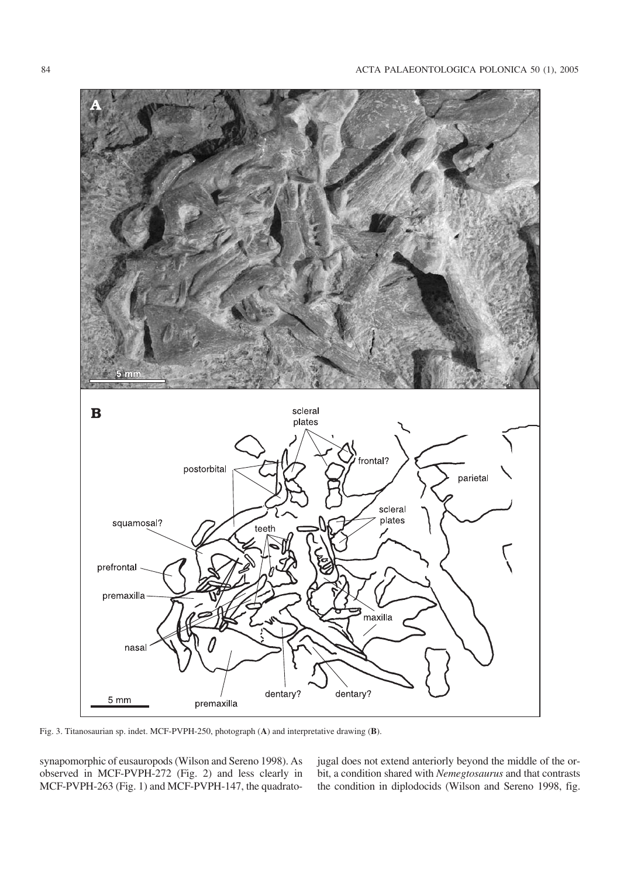Fig. 3. Titanosaurian sp. indet. MCF-PVPH-250, photograph (**A**) and interpretative drawing (**B**).

synapomorphic of eusauropods (Wilson and Sereno 1998). As observed in MCF-PVPH-272 (Fig. 2) and less clearly in MCF-PVPH-263 (Fig. 1) and MCF-PVPH-147, the quadratojugal does not extend anteriorly beyond the middle of the orbit, a condition shared with *Nemegtosaurus* and that contrasts the condition in diplodocids (Wilson and Sereno 1998, fig.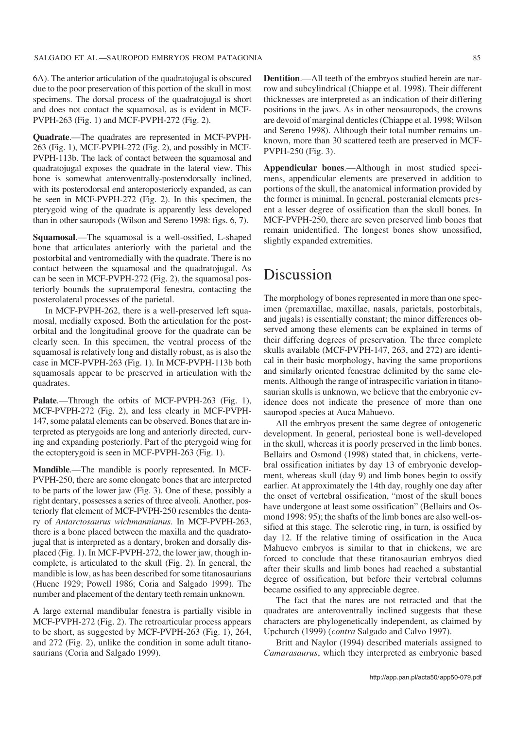6A). The anterior articulation of the quadratojugal is obscured due to the poor preservation of this portion of the skull in most specimens. The dorsal process of the quadratojugal is short and does not contact the squamosal, as is evident in MCF-PVPH-263 (Fig. 1) and MCF-PVPH-272 (Fig. 2).

**Quadrate**.—The quadrates are represented in MCF-PVPH-263 (Fig. 1), MCF-PVPH-272 (Fig. 2), and possibly in MCF-PVPH-113b. The lack of contact between the squamosal and quadratojugal exposes the quadrate in the lateral view. This bone is somewhat anteroventrally-posterodorsally inclined, with its posterodorsal end anteroposteriorly expanded, as can be seen in MCF-PVPH-272 (Fig. 2). In this specimen, the pterygoid wing of the quadrate is apparently less developed than in other sauropods (Wilson and Sereno 1998: figs. 6, 7).

**Squamosal**.—The squamosal is a well-ossified, L-shaped bone that articulates anteriorly with the parietal and the postorbital and ventromedially with the quadrate. There is no contact between the squamosal and the quadratojugal. As can be seen in MCF-PVPH-272 (Fig. 2), the squamosal posteriorly bounds the supratemporal fenestra, contacting the posterolateral processes of the parietal.

In MCF-PVPH-262, there is a well-preserved left squamosal, medially exposed. Both the articulation for the postorbital and the longitudinal groove for the quadrate can be clearly seen. In this specimen, the ventral process of the squamosal is relatively long and distally robust, as is also the case in MCF-PVPH-263 (Fig. 1). In MCF-PVPH-113b both squamosals appear to be preserved in articulation with the quadrates.

**Palate**.—Through the orbits of MCF-PVPH-263 (Fig. 1), MCF-PVPH-272 (Fig. 2), and less clearly in MCF-PVPH-147, some palatal elements can be observed. Bones that are interpreted as pterygoids are long and anteriorly directed, curving and expanding posteriorly. Part of the pterygoid wing for the ectopterygoid is seen in MCF-PVPH-263 (Fig. 1).

**Mandible**.—The mandible is poorly represented. In MCF-PVPH-250, there are some elongate bones that are interpreted to be parts of the lower jaw (Fig. 3). One of these, possibly a right dentary, possesses a series of three alveoli. Another, posteriorly flat element of MCF-PVPH-250 resembles the dentary of *Antarctosaurus wichmannianus*. In MCF-PVPH-263, there is a bone placed between the maxilla and the quadratojugal that is interpreted as a dentary, broken and dorsally displaced (Fig. 1). In MCF-PVPH-272, the lower jaw, though incomplete, is articulated to the skull (Fig. 2). In general, the mandible is low, as has been described for some titanosaurians (Huene 1929; Powell 1986; Coria and Salgado 1999). The number and placement of the dentary teeth remain unknown.

A large external mandibular fenestra is partially visible in MCF-PVPH-272 (Fig. 2). The retroarticular process appears to be short, as suggested by MCF-PVPH-263 (Fig. 1), 264, and 272 (Fig. 2), unlike the condition in some adult titanosaurians (Coria and Salgado 1999).

**Dentition**.—All teeth of the embryos studied herein are narrow and subcylindrical (Chiappe et al. 1998). Their different thicknesses are interpreted as an indication of their differing positions in the jaws. As in other neosauropods, the crowns are devoid of marginal denticles (Chiappe et al. 1998; Wilson and Sereno 1998). Although their total number remains unknown, more than 30 scattered teeth are preserved in MCF-PVPH-250 (Fig. 3).

**Appendicular bones**.—Although in most studied specimens, appendicular elements are preserved in addition to portions of the skull, the anatomical information provided by the former is minimal. In general, postcranial elements present a lesser degree of ossification than the skull bones. In MCF-PVPH-250, there are seven preserved limb bones that remain unidentified. The longest bones show unossified, slightly expanded extremities.

# Discussion

The morphology of bones represented in more than one specimen (premaxillae, maxillae, nasals, parietals, postorbitals, and jugals) is essentially constant; the minor differences observed among these elements can be explained in terms of their differing degrees of preservation. The three complete skulls available (MCF-PVPH-147, 263, and 272) are identical in their basic morphology, having the same proportions and similarly oriented fenestrae delimited by the same elements. Although the range of intraspecific variation in titanosaurian skulls is unknown, we believe that the embryonic evidence does not indicate the presence of more than one sauropod species at Auca Mahuevo.

All the embryos present the same degree of ontogenetic development. In general, periosteal bone is well-developed in the skull, whereas it is poorly preserved in the limb bones. Bellairs and Osmond (1998) stated that, in chickens, vertebral ossification initiates by day 13 of embryonic development, whereas skull (day 9) and limb bones begin to ossify earlier. At approximately the 14th day, roughly one day after the onset of vertebral ossification, "most of the skull bones have undergone at least some ossification" (Bellairs and Osmond 1998: 95); the shafts of the limb bones are also well-ossified at this stage. The sclerotic ring, in turn, is ossified by day 12. If the relative timing of ossification in the Auca Mahuevo embryos is similar to that in chickens, we are forced to conclude that these titanosaurian embryos died after their skulls and limb bones had reached a substantial degree of ossification, but before their vertebral columns became ossified to any appreciable degree.

The fact that the nares are not retracted and that the quadrates are anteroventrally inclined suggests that these characters are phylogenetically independent, as claimed by Upchurch (1999) (*contra* Salgado and Calvo 1997).

Britt and Naylor (1994) described materials assigned to *Camarasaurus*, which they interpreted as embryonic based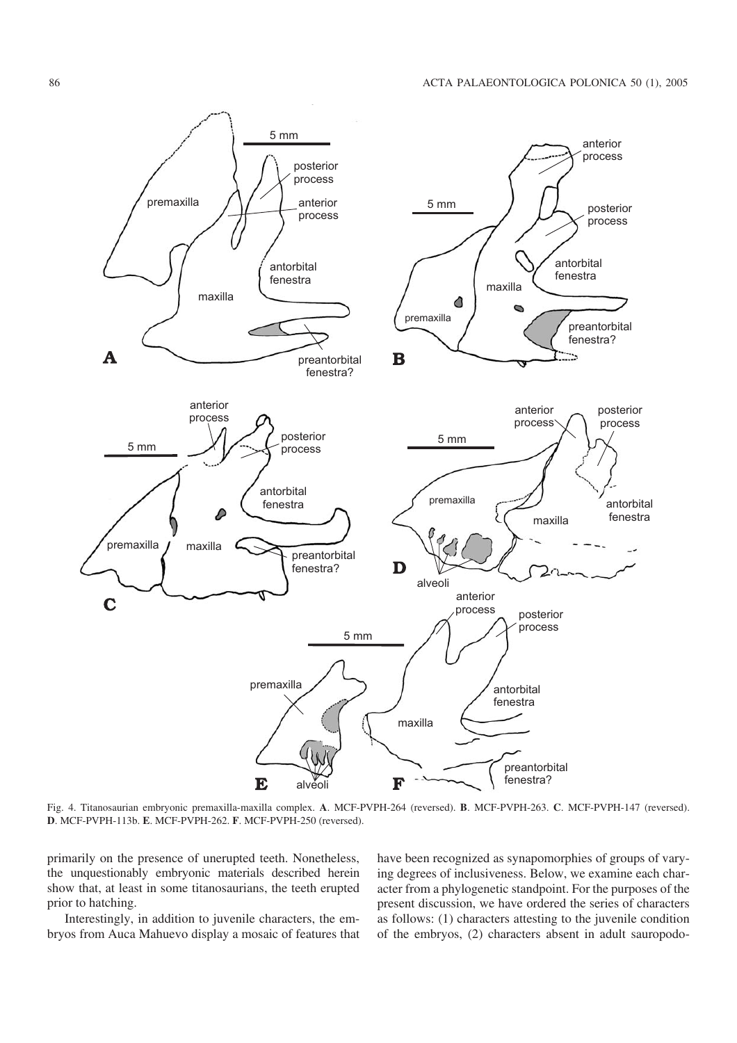Fig. 4. Titanosaurian embryonic premaxilla-maxilla complex. **A**. MCF-PVPH-264 (reversed). **B**. MCF-PVPH-263. **C**. MCF-PVPH-147 (reversed). **D**. MCF-PVPH-113b. **E**. MCF-PVPH-262. **F**. MCF-PVPH-250 (reversed).

primarily on the presence of unerupted teeth. Nonetheless, the unquestionably embryonic materials described herein show that, at least in some titanosaurians, the teeth erupted prior to hatching.

Interestingly, in addition to juvenile characters, the embryos from Auca Mahuevo display a mosaic of features that have been recognized as synapomorphies of groups of varying degrees of inclusiveness. Below, we examine each character from a phylogenetic standpoint. For the purposes of the present discussion, we have ordered the series of characters as follows: (1) characters attesting to the juvenile condition of the embryos, (2) characters absent in adult sauropodo-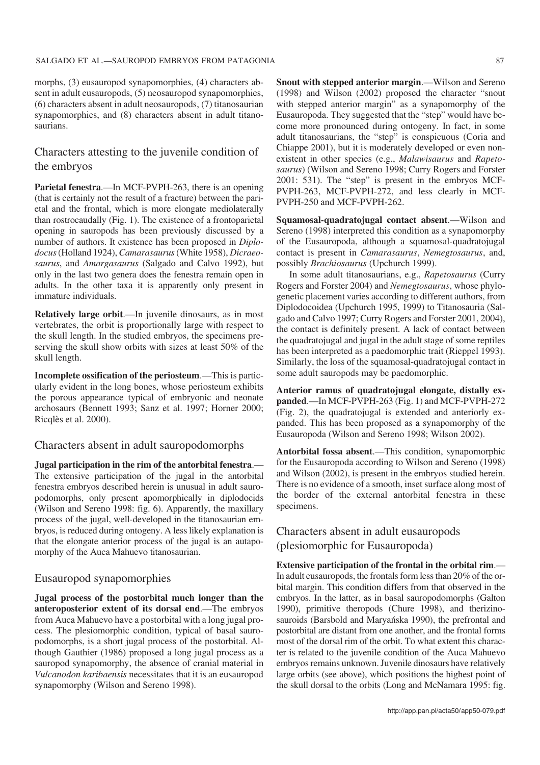morphs, (3) eusauropod synapomorphies, (4) characters absent in adult eusauropods, (5) neosauropod synapomorphies, (6) characters absent in adult neosauropods, (7) titanosaurian synapomorphies, and (8) characters absent in adult titanosaurians.

## Characters attesting to the juvenile condition of the embryos

**Parietal fenestra**.—In MCF-PVPH-263, there is an opening (that is certainly not the result of a fracture) between the parietal and the frontal, which is more elongate mediolaterally than rostrocaudally (Fig. 1). The existence of a frontoparietal opening in sauropods has been previously discussed by a number of authors. It existence has been proposed in *Diplodocus* (Holland 1924), *Camarasaurus* (White 1958), *Dicraeosaurus*, and *Amargasaurus* (Salgado and Calvo 1992), but only in the last two genera does the fenestra remain open in adults. In the other taxa it is apparently only present in immature individuals.

**Relatively large orbit**.—In juvenile dinosaurs, as in most vertebrates, the orbit is proportionally large with respect to the skull length. In the studied embryos, the specimens preserving the skull show orbits with sizes at least 50% of the skull length.

**Incomplete ossification of the periosteum**.—This is particularly evident in the long bones, whose periosteum exhibits the porous appearance typical of embryonic and neonate archosaurs (Bennett 1993; Sanz et al. 1997; Horner 2000; Ricqlès et al. 2000).

## Characters absent in adult sauropodomorphs

**Jugal participation in the rim of the antorbital fenestra**.—The extensive participation of the jugal in the antorbital fenestra embryos described herein is unusual in adult sauropodomorphs, only present apomorphically in diplodocids (Wilson and Sereno 1998: fig. 6). Apparently, the maxillary process of the jugal, well-developed in the titanosaurian embryos, is reduced during ontogeny. A less likely explanation is that the elongate anterior process of the jugal is an autapomorphy of the Auca Mahuevo titanosaurian.

## Eusauropod synapomorphies

**Jugal process of the postorbital much longer than the anteroposterior extent of its dorsal end**.—The embryos from Auca Mahuevo have a postorbital with a long jugal process. The plesiomorphic condition, typical of basal sauropodomorphs, is a short jugal process of the postorbital. Although Gauthier (1986) proposed a long jugal process as a sauropod synapomorphy, the absence of cranial material in *Vulcanodon karibaensis* necessitates that it is an eusauropod synapomorphy (Wilson and Sereno 1998).

**Snout with stepped anterior margin**.—Wilson and Sereno (1998) and Wilson (2002) proposed the character "snout with stepped anterior margin" as a synapomorphy of the Eusauropoda. They suggested that the "step" would have become more pronounced during ontogeny. In fact, in some adult titanosaurians, the "step" is conspicuous (Coria and Chiappe 2001), but it is moderately developed or even nonexistent in other species (e.g., *Malawisaurus* and *Rapetosaurus*) (Wilson and Sereno 1998; Curry Rogers and Forster 2001: 531). The "step" is present in the embryos MCF-PVPH-263, MCF-PVPH-272, and less clearly in MCF-PVPH-250 and MCF-PVPH-262.

**Squamosal-quadratojugal contact absent**.—Wilson and Sereno (1998) interpreted this condition as a synapomorphy of the Eusauropoda, although a squamosal-quadratojugal contact is present in *Camarasaurus*, *Nemegtosaurus*, and, possibly *Brachiosaurus* (Upchurch 1999).

In some adult titanosaurians, e.g., *Rapetosaurus* (Curry Rogers and Forster 2004) and *Nemegtosaurus*, whose phylogenetic placement varies according to different authors, from Diplodocoidea (Upchurch 1995, 1999) to Titanosauria (Salgado and Calvo 1997; Curry Rogers and Forster 2001, 2004), the contact is definitely present. A lack of contact between the quadratojugal and jugal in the adult stage of some reptiles has been interpreted as a paedomorphic trait (Rieppel 1993). Similarly, the loss of the squamosal-quadratojugal contact in some adult sauropods may be paedomorphic.

**Anterior ramus of quadratojugal elongate, distally expanded**.—In MCF-PVPH-263 (Fig. 1) and MCF-PVPH-272 (Fig. 2), the quadratojugal is extended and anteriorly expanded. This has been proposed as a synapomorphy of the Eusauropoda (Wilson and Sereno 1998; Wilson 2002).

**Antorbital fossa absent**.—This condition, synapomorphic for the Eusauropoda according to Wilson and Sereno (1998) and Wilson (2002), is present in the embryos studied herein. There is no evidence of a smooth, inset surface along most of the border of the external antorbital fenestra in these specimens.

## Characters absent in adult eusauropods (plesiomorphic for Eusauropoda)

**Extensive participation of the frontal in the orbital rim**.—In adult eusauropods, the frontals form less than 20% of the orbital margin. This condition differs from that observed in the embryos. In the latter, as in basal sauropodomorphs (Galton 1990), primitive theropods (Chure 1998), and therizinosauroids (Barsbold and Maryańska 1990), the prefrontal and postorbital are distant from one another, and the frontal forms most of the dorsal rim of the orbit. To what extent this character is related to the juvenile condition of the Auca Mahuevo embryos remains unknown. Juvenile dinosaurs have relatively large orbits (see above), which positions the highest point of the skull dorsal to the orbits (Long and McNamara 1995: fig.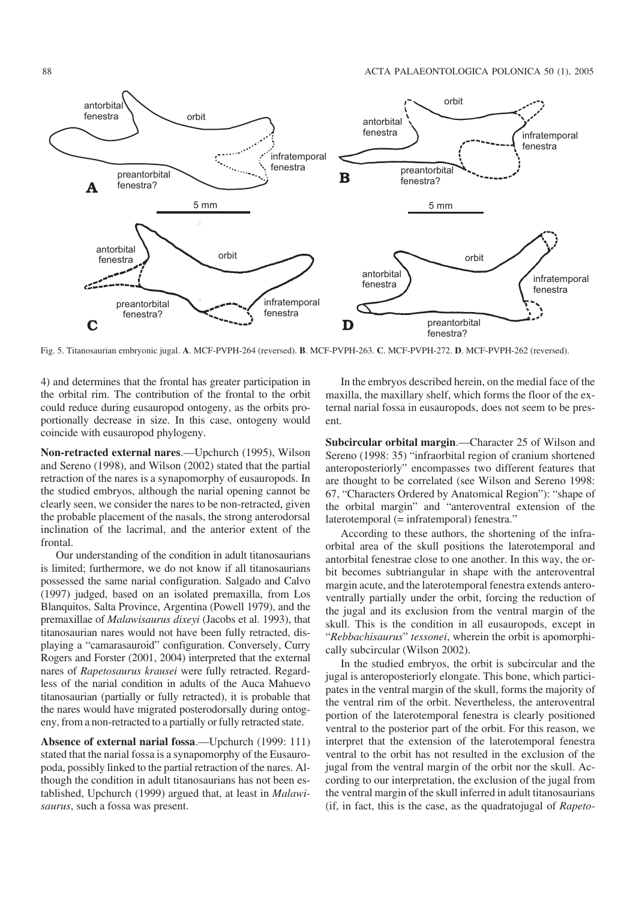Fig. 5. Titanosaurian embryonic jugal. **A**. MCF-PVPH-264 (reversed). **B**. MCF-PVPH-263. **C**. MCF-PVPH-272. **D**. MCF-PVPH-262 (reversed).

4) and determines that the frontal has greater participation in the orbital rim. The contribution of the frontal to the orbit could reduce during eusauropod ontogeny, as the orbits proportionally decrease in size. In this case, ontogeny would coincide with eusauropod phylogeny.

**Non-retracted external nares**.—Upchurch (1995), Wilson and Sereno (1998), and Wilson (2002) stated that the partial retraction of the nares is a synapomorphy of eusauropods. In the studied embryos, although the narial opening cannot be clearly seen, we consider the nares to be non-retracted, given the probable placement of the nasals, the strong anterodorsal inclination of the lacrimal, and the anterior extent of the frontal.

Our understanding of the condition in adult titanosaurians is limited; furthermore, we do not know if all titanosaurians possessed the same narial configuration. Salgado and Calvo (1997) judged, based on an isolated premaxilla, from Los Blanquitos, Salta Province, Argentina (Powell 1979), and the premaxillae of *Malawisaurus dixeyi* (Jacobs et al. 1993), that titanosaurian nares would not have been fully retracted, displaying a "camarasauroid" configuration. Conversely, Curry Rogers and Forster (2001, 2004) interpreted that the external nares of *Rapetosaurus krausei* were fully retracted. Regardless of the narial condition in adults of the Auca Mahuevo titanosaurian (partially or fully retracted), it is probable that the nares would have migrated posterodorsally during ontogeny, from a non-retracted to a partially or fully retracted state.

**Absence of external narial fossa**.—Upchurch (1999: 111) stated that the narial fossa is a synapomorphy of the Eusauropoda, possibly linked to the partial retraction of the nares. Although the condition in adult titanosaurians has not been established, Upchurch (1999) argued that, at least in *Malawisaurus*, such a fossa was present.

In the embryos described herein, on the medial face of the maxilla, the maxillary shelf, which forms the floor of the external narial fossa in eusauropods, does not seem to be present.

**Subcircular orbital margin**.—Character 25 of Wilson and Sereno (1998: 35) "infraorbital region of cranium shortened anteroposteriorly" encompasses two different features that are thought to be correlated (see Wilson and Sereno 1998: 67, "Characters Ordered by Anatomical Region"): "shape of the orbital margin" and "anteroventral extension of the laterotemporal (= infratemporal) fenestra."

According to these authors, the shortening of the infraorbital area of the skull positions the laterotemporal and antorbital fenestrae close to one another. In this way, the orbit becomes subtriangular in shape with the anteroventral margin acute, and the laterotemporal fenestra extends anteroventrally partially under the orbit, forcing the reduction of the jugal and its exclusion from the ventral margin of the skull. This is the condition in all eusauropods, except in "*Rebbachisaurus*" *tessonei*, wherein the orbit is apomorphically subcircular (Wilson 2002).

In the studied embryos, the orbit is subcircular and the jugal is anteroposteriorly elongate. This bone, which participates in the ventral margin of the skull, forms the majority of the ventral rim of the orbit. Nevertheless, the anteroventral portion of the laterotemporal fenestra is clearly positioned ventral to the posterior part of the orbit. For this reason, we interpret that the extension of the laterotemporal fenestra ventral to the orbit has not resulted in the exclusion of the jugal from the ventral margin of the orbit nor the skull. According to our interpretation, the exclusion of the jugal from the ventral margin of the skull inferred in adult titanosaurians (if, in fact, this is the case, as the quadratojugal of *Rapeto-*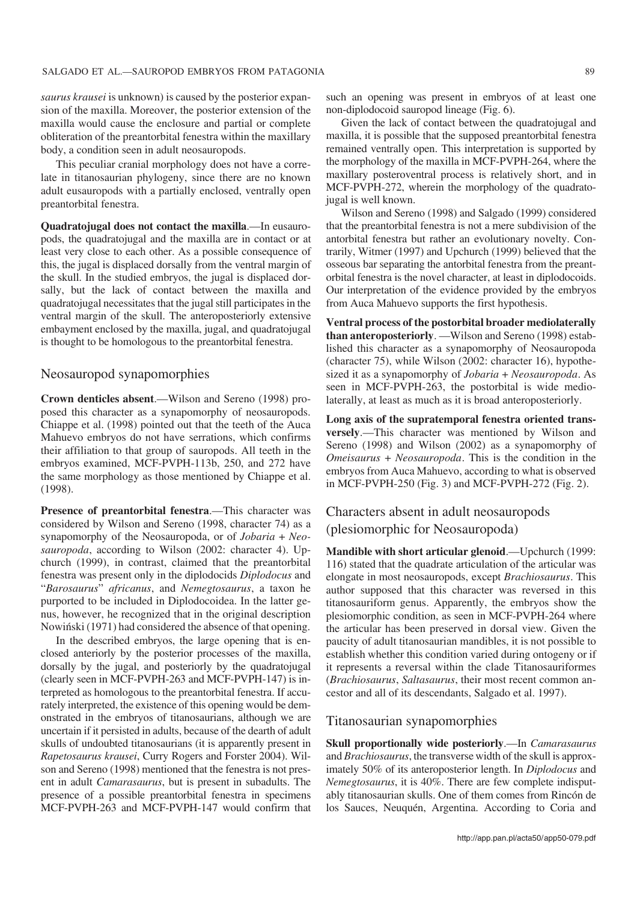*saurus krausei* is unknown) is caused by the posterior expansion of the maxilla. Moreover, the posterior extension of the maxilla would cause the enclosure and partial or complete obliteration of the preantorbital fenestra within the maxillary body, a condition seen in adult neosauropods.

This peculiar cranial morphology does not have a correlate in titanosaurian phylogeny, since there are no known adult eusauropods with a partially enclosed, ventrally open preantorbital fenestra.

**Quadratojugal does not contact the maxilla**.—In eusauropods, the quadratojugal and the maxilla are in contact or at least very close to each other. As a possible consequence of this, the jugal is displaced dorsally from the ventral margin of the skull. In the studied embryos, the jugal is displaced dorsally, but the lack of contact between the maxilla and quadratojugal necessitates that the jugal still participates in the ventral margin of the skull. The anteroposteriorly extensive embayment enclosed by the maxilla, jugal, and quadratojugal is thought to be homologous to the preantorbital fenestra.

## Neosauropod synapomorphies

**Crown denticles absent**.—Wilson and Sereno (1998) proposed this character as a synapomorphy of neosauropods. Chiappe et al. (1998) pointed out that the teeth of the Auca Mahuevo embryos do not have serrations, which confirms their affiliation to that group of sauropods. All teeth in the embryos examined, MCF-PVPH-113b, 250, and 272 have the same morphology as those mentioned by Chiappe et al. (1998).

**Presence of preantorbital fenestra**.—This character was considered by Wilson and Sereno (1998, character 74) as a synapomorphy of the Neosauropoda, or of *Jobaria* + *Neosauropoda*, according to Wilson (2002: character 4). Upchurch (1999), in contrast, claimed that the preantorbital fenestra was present only in the diplodocids *Diplodocus* and "*Barosaurus*" *africanus*, and *Nemegtosaurus*, a taxon he purported to be included in Diplodocoidea. In the latter genus, however, he recognized that in the original description Nowiński (1971) had considered the absence of that opening.

In the described embryos, the large opening that is enclosed anteriorly by the posterior processes of the maxilla, dorsally by the jugal, and posteriorly by the quadratojugal (clearly seen in MCF-PVPH-263 and MCF-PVPH-147) is interpreted as homologous to the preantorbital fenestra. If accurately interpreted, the existence of this opening would be demonstrated in the embryos of titanosaurians, although we are uncertain if it persisted in adults, because of the dearth of adult skulls of undoubted titanosaurians (it is apparently present in *Rapetosaurus krausei*, Curry Rogers and Forster 2004). Wilson and Sereno (1998) mentioned that the fenestra is not present in adult *Camarasaurus*, but is present in subadults. The presence of a possible preantorbital fenestra in specimens MCF-PVPH-263 and MCF-PVPH-147 would confirm that such an opening was present in embryos of at least one non-diplodocoid sauropod lineage (Fig. 6).

Given the lack of contact between the quadratojugal and maxilla, it is possible that the supposed preantorbital fenestra remained ventrally open. This interpretation is supported by the morphology of the maxilla in MCF-PVPH-264, where the maxillary posteroventral process is relatively short, and in MCF-PVPH-272, wherein the morphology of the quadratojugal is well known.

Wilson and Sereno (1998) and Salgado (1999) considered that the preantorbital fenestra is not a mere subdivision of the antorbital fenestra but rather an evolutionary novelty. Contrarily, Witmer (1997) and Upchurch (1999) believed that the osseous bar separating the antorbital fenestra from the preantorbital fenestra is the novel character, at least in diplodocoids. Our interpretation of the evidence provided by the embryos from Auca Mahuevo supports the first hypothesis.

**Ventral process of the postorbital broader mediolaterally than anteroposteriorly**. —Wilson and Sereno (1998) established this character as a synapomorphy of Neosauropoda (character 75), while Wilson (2002: character 16), hypothesized it as a synapomorphy of *Jobaria* + *Neosauropoda*. As seen in MCF-PVPH-263, the postorbital is wide mediolaterally, at least as much as it is broad anteroposteriorly.

**Long axis of the supratemporal fenestra oriented transversely**.—This character was mentioned by Wilson and Sereno (1998) and Wilson (2002) as a synapomorphy of *Omeisaurus* + *Neosauropoda*. This is the condition in the embryos from Auca Mahuevo, according to what is observed in MCF-PVPH-250 (Fig. 3) and MCF-PVPH-272 (Fig. 2).

## Characters absent in adult neosauropods (plesiomorphic for Neosauropoda)

**Mandible with short articular glenoid**.—Upchurch (1999: 116) stated that the quadrate articulation of the articular was elongate in most neosauropods, except *Brachiosaurus*. This author supposed that this character was reversed in this titanosauriform genus. Apparently, the embryos show the plesiomorphic condition, as seen in MCF-PVPH-264 where the articular has been preserved in dorsal view. Given the paucity of adult titanosaurian mandibles, it is not possible to establish whether this condition varied during ontogeny or if it represents a reversal within the clade Titanosauriformes (*Brachiosaurus*, *Saltasaurus*, their most recent common ancestor and all of its descendants, Salgado et al. 1997).

## Titanosaurian synapomorphies

**Skull proportionally wide posteriorly**.—In *Camarasaurus* and *Brachiosaurus*, the transverse width of the skull is approximately 50% of its anteroposterior length. In *Diplodocus* and *Nemegtosaurus*, it is 40%. There are few complete indisputably titanosaurian skulls. One of them comes from Rincón de los Sauces, Neuquén, Argentina. According to Coria and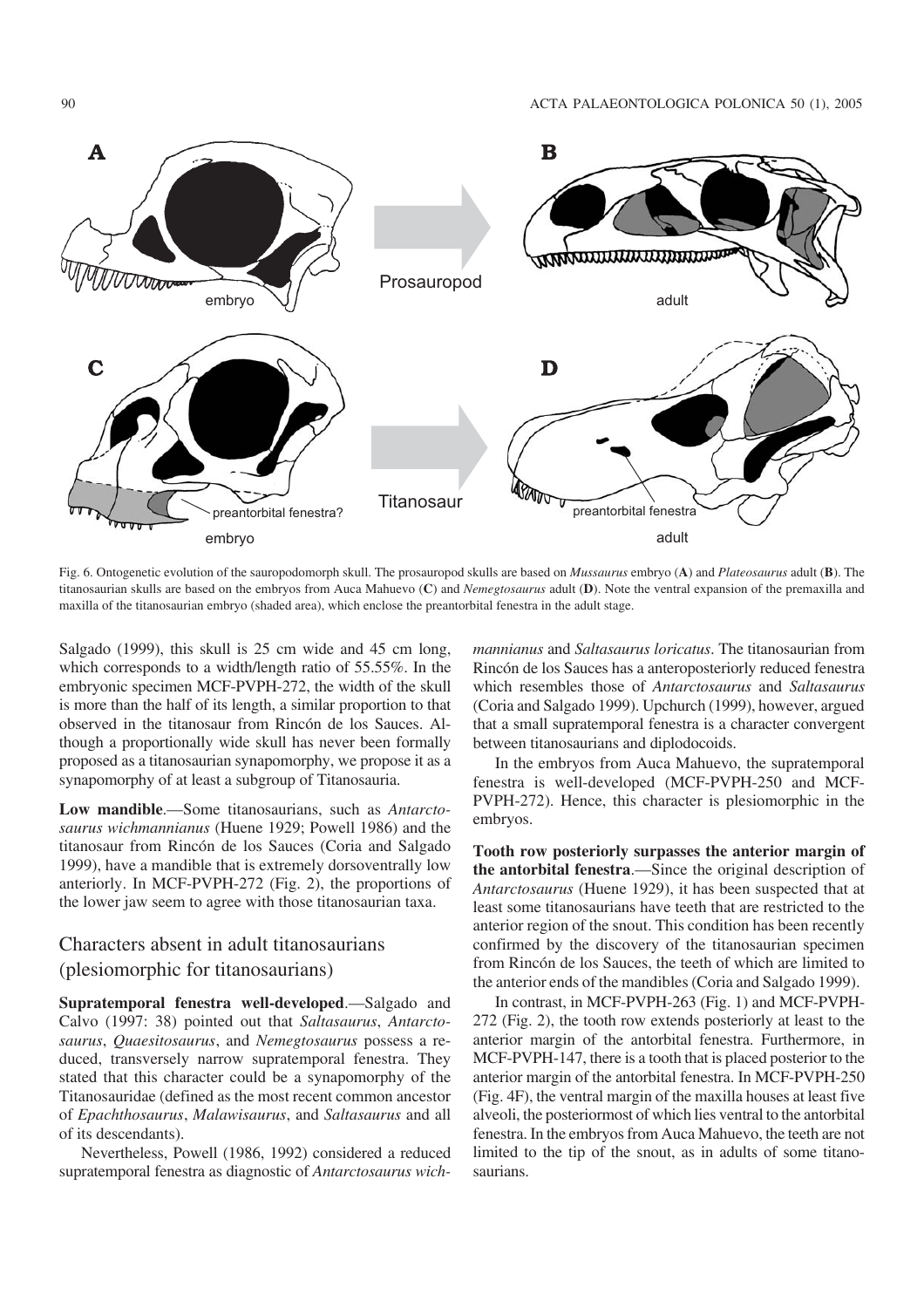Fig. 6. Ontogenetic evolution of the sauropodomorph skull. The prosauropod skulls are based on *Mussaurus* embryo (**A**) and *Plateosaurus* adult (**B**). The titanosaurian skulls are based on the embryos from Auca Mahuevo (**C**) and *Nemegtosaurus* adult (**D**). Note the ventral expansion of the premaxilla and maxilla of the titanosaurian embryo (shaded area), which enclose the preantorbital fenestra in the adult stage.

Salgado (1999), this skull is 25 cm wide and 45 cm long, which corresponds to a width/length ratio of 55.55%. In the embryonic specimen MCF-PVPH-272, the width of the skull is more than the half of its length, a similar proportion to that observed in the titanosaur from Rincón de los Sauces. Although a proportionally wide skull has never been formally proposed as a titanosaurian synapomorphy, we propose it as a synapomorphy of at least a subgroup of Titanosauria.

**Low mandible**.—Some titanosaurians, such as *Antarctosaurus wichmannianus* (Huene 1929; Powell 1986) and the titanosaur from Rincón de los Sauces (Coria and Salgado 1999), have a mandible that is extremely dorsoventrally low anteriorly. In MCF-PVPH-272 (Fig. 2), the proportions of the lower jaw seem to agree with those titanosaurian taxa.

## Characters absent in adult titanosaurians (plesiomorphic for titanosaurians)

**Supratemporal fenestra well-developed**.—Salgado and Calvo (1997: 38) pointed out that *Saltasaurus*, *Antarctosaurus*, *Quaesitosaurus*, and *Nemegtosaurus* possess a reduced, transversely narrow supratemporal fenestra. They stated that this character could be a synapomorphy of the Titanosauridae (defined as the most recent common ancestor of *Epachthosaurus*, *Malawisaurus*, and *Saltasaurus* and all of its descendants).

Nevertheless, Powell (1986, 1992) considered a reduced supratemporal fenestra as diagnostic of *Antarctosaurus wichmannianus* and *Saltasaurus loricatus*. The titanosaurian from Rincón de los Sauces has a anteroposteriorly reduced fenestra which resembles those of *Antarctosaurus* and *Saltasaurus* (Coria and Salgado 1999). Upchurch (1999), however, argued that a small supratemporal fenestra is a character convergent between titanosaurians and diplodocoids.

In the embryos from Auca Mahuevo, the supratemporal fenestra is well-developed (MCF-PVPH-250 and MCF-PVPH-272). Hence, this character is plesiomorphic in the embryos.

**Tooth row posteriorly surpasses the anterior margin of the antorbital fenestra**.—Since the original description of *Antarctosaurus* (Huene 1929), it has been suspected that at least some titanosaurians have teeth that are restricted to the anterior region of the snout. This condition has been recently confirmed by the discovery of the titanosaurian specimen from Rincón de los Sauces, the teeth of which are limited to the anterior ends of the mandibles (Coria and Salgado 1999).

In contrast, in MCF-PVPH-263 (Fig. 1) and MCF-PVPH-272 (Fig. 2), the tooth row extends posteriorly at least to the anterior margin of the antorbital fenestra. Furthermore, in MCF-PVPH-147, there is a tooth that is placed posterior to the anterior margin of the antorbital fenestra. In MCF-PVPH-250 (Fig. 4F), the ventral margin of the maxilla houses at least five alveoli, the posteriormost of which lies ventral to the antorbital fenestra. In the embryos from Auca Mahuevo, the teeth are not limited to the tip of the snout, as in adults of some titanosaurians.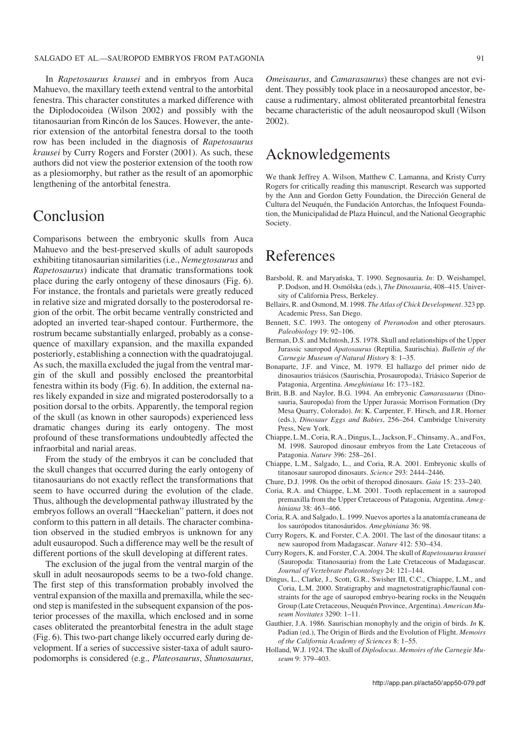In *Rapetosaurus krausei* and in embryos from Auca Mahuevo, the maxillary teeth extend ventral to the antorbital fenestra. This character constitutes a marked difference with the Diplodocoidea (Wilson 2002) and possibly with the titanosaurian from Rincón de los Sauces. However, the anterior extension of the antorbital fenestra dorsal to the tooth row has been included in the diagnosis of *Rapetosaurus krausei* by Curry Rogers and Forster (2001). As such, these authors did not view the posterior extension of the tooth row as a plesiomorphy, but rather as the result of an apomorphic lengthening of the antorbital fenestra.

## Conclusion

Comparisons between the embryonic skulls from Auca Mahuevo and the best-preserved skulls of adult sauropods exhibiting titanosaurian similarities (i.e., *Nemegtosaurus* and *Rapetosaurus*) indicate that dramatic transformations took place during the early ontogeny of these dinosaurs (Fig. 6). For instance, the frontals and parietals were greatly reduced in relative size and migrated dorsally to the posterodorsal region of the orbit. The orbit became ventrally constricted and adopted an inverted tear-shaped contour. Furthermore, the rostrum became substantially enlarged, probably as a consequence of maxillary expansion, and the maxilla expanded posteriorly, establishing a connection with the quadratojugal. As such, the maxilla excluded the jugal from the ventral margin of the skull and possibly enclosed the preantorbital fenestra within its body (Fig. 6). In addition, the external nares likely expanded in size and migrated posterodorsally to a position dorsal to the orbits. Apparently, the temporal region of the skull (as known in other sauropods) experienced less dramatic changes during its early ontogeny. The most profound of these transformations undoubtedly affected the infraorbital and narial areas.

From the study of the embryos it can be concluded that the skull changes that occurred during the early ontogeny of titanosaurians do not exactly reflect the transformations that seem to have occurred during the evolution of the clade. Thus, although the developmental pathway illustrated by the embryos follows an overall "Haeckelian" pattern, it does not conform to this pattern in all details. The character combination observed in the studied embryos is unknown for any adult eusauropod. Such a difference may well be the result of different portions of the skull developing at different rates.

The exclusion of the jugal from the ventral margin of the skull in adult neosauropods seems to be a two-fold change. The first step of this transformation probably involved the ventral expansion of the maxilla and premaxilla, while the second step is manifested in the subsequent expansion of the posterior processes of the maxilla, which enclosed and in some cases obliterated the preantorbital fenestra in the adult stage (Fig. 6). This two-part change likely occurred early during development. If a series of successive sister-taxa of adult sauropodomorphs is considered (e.g., *Plateosaurus*, *Shunosaurus*, *Omeisaurus*, and *Camarasaurus*) these changes are not evident. They possibly took place in a neosauropod ancestor, because a rudimentary, almost obliterated preantorbital fenestra became characteristic of the adult neosauropod skull (Wilson 2002).

## Acknowledgements

We thank Jeffrey A. Wilson, Matthew C. Lamanna, and Kristy Curry Rogers for critically reading this manuscript. Research was supported by the Ann and Gordon Getty Foundation, the Dirección General de Cultura del Neuquén, the Fundación Antorchas, the Infoquest Foundation, the Municipalidad de Plaza Huincul, and the National Geographic Society.

## References

Barsbold, R. and Maryańska, T. 1990. Segnosauria. *In*: D. Weishampel, P. Dodson, and H. Osmólska (eds.), *The Dinosauria*, 408–415. University of California Press, Berkeley.

Bellairs, R. and Osmond, M. 1998. *The Atlas of Chick Development*. 323 pp. Academic Press, San Diego.

Bennett, S.C. 1993. The ontogeny of *Pteranodon* and other pterosaurs. *Paleobiology* 19: 92–106.

Berman, D.S. and McIntosh, J.S. 1978. Skull and relationships of the Upper Jurassic sauropod *Apatosaurus* (Reptilia, Saurischia). *Bulletin of the Carnegie Museum of Natural History* 8: 1–35.

Bonaparte, J.F. and Vince, M. 1979. El hallazgo del primer nido de dinosaurios triásicos (Saurischia, Prosauropoda), Triásico Superior de Patagonia, Argentina. *Ameghiniana* 16: 173–182.

Britt, B.B. and Naylor, B.G. 1994. An embryonic *Camarasaurus* (Dinosauria, Sauropoda) from the Upper Jurassic Morrison Formation (Dry Mesa Quarry, Colorado). *In*: K. Carpenter, F. Hirsch, and J.R. Horner (eds.), *Dinosaur Eggs and Babies*, 256–264. Cambridge University Press, New York.

Chiappe, L.M., Coria, R.A., Dingus, L., Jackson, F., Chinsamy, A., and Fox, M. 1998. Sauropod dinosaur embryos from the Late Cretaceous of Patagonia. *Nature* 396: 258–261.

Chiappe, L.M., Salgado, L., and Coria, R.A. 2001. Embryonic skulls of titanosaur sauropod dinosaurs. *Science* 293: 2444–2446.

Chure, D.J. 1998. On the orbit of theropod dinosaurs. *Gaia* 15: 233–240.

Coria, R.A. and Chiappe, L.M. 2001. Tooth replacement in a sauropod premaxilla from the Upper Cretaceous of Patagonia, Argentina. *Ameghiniana* 38: 463–466.

Coria, R.A. and Salgado, L. 1999. Nuevos aportes a la anatomía craneana de los saurópodos titanosáuridos. *Ameghiniana* 36: 98.

Curry Rogers, K. and Forster, C.A. 2001. The last of the dinosaur titans: a new sauropod from Madagascar. *Nature* 412: 530–434.

Curry Rogers, K. and Forster, C.A. 2004. The skull of *Rapetosaurus krausei* (Sauropoda: Titanosauria) from the Late Cretaceous of Madagascar. *Journal of Vertebrate Paleontology* 24: 121–144.

Dingus, L., Clarke, J., Scott, G.R., Swisher III, C.C., Chiappe, L.M., and Coria, L.M. 2000. Stratigraphy and magnetostratigraphic/faunal constraints for the age of sauropod embryo-bearing rocks in the Neuquén Group (Late Cretaceous, Neuquén Province, Argentina). *American Museum Novitates* 3290: 1–11.

Gauthier, J.A. 1986. Saurischian monophyly and the origin of birds. *In* K. Padian (ed.), The Origin of Birds and the Evolution of Flight. *Memoirs of the California Academy of Sciences* 8: 1–55.

Holland, W.J. 1924. The skull of *Diplodocus*. *Memoirs of the Carnegie Museum* 9: 379–403.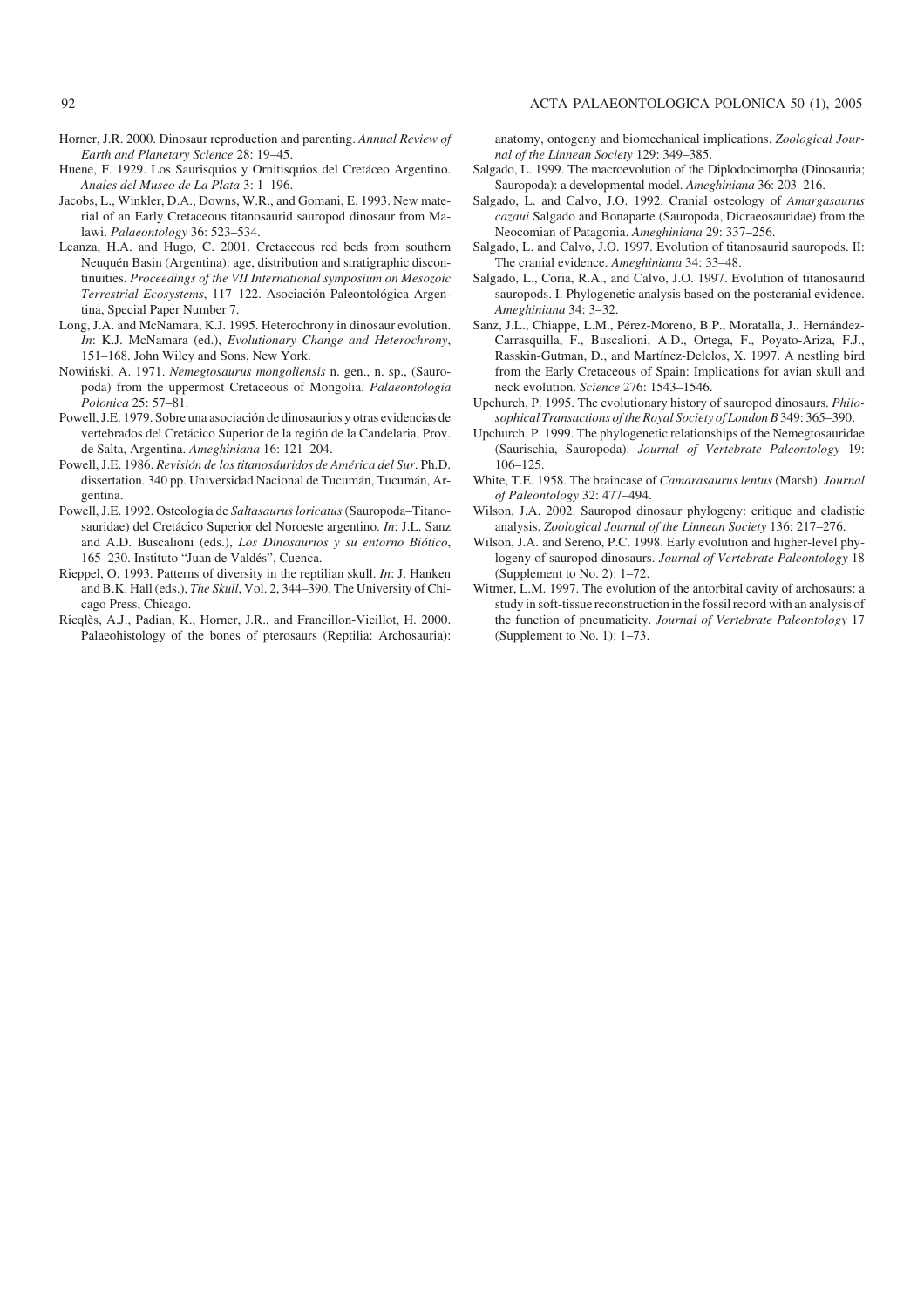Horner, J.R. 2000. Dinosaur reproduction and parenting. *Annual Review of Earth and Planetary Science* 28: 19–45.

Huene, F. 1929. Los Saurisquios y Ornitisquios del Cretáceo Argentino. *Anales del Museo de La Plata* 3: 1–196.

Jacobs, L., Winkler, D.A., Downs, W.R., and Gomani, E. 1993. New material of an Early Cretaceous titanosaurid sauropod dinosaur from Malawi. *Palaeontology* 36: 523–534.

Leanza, H.A. and Hugo, C. 2001. Cretaceous red beds from southern Neuquén Basin (Argentina): age, distribution and stratigraphic discontinuities. *Proceedings of the VII International symposium on Mesozoic Terrestrial Ecosystems*, 117–122. Asociación Paleontológica Argentina, Special Paper Number 7.

Long, J.A. and McNamara, K.J. 1995. Heterochrony in dinosaur evolution. *In*: K.J. McNamara (ed.), *Evolutionary Change and Heterochrony*, 151–168. John Wiley and Sons, New York.

Nowiński, A. 1971. *Nemegtosaurus mongoliensis* n. gen., n. sp., (Sauropoda) from the uppermost Cretaceous of Mongolia. *Palaeontologia Polonica* 25: 57–81.

Powell, J.E. 1979. Sobre una asociación de dinosaurios y otras evidencias de vertebrados del Cretácico Superior de la región de la Candelaria, Prov. de Salta, Argentina. *Ameghiniana* 16: 121–204.

Powell, J.E. 1986. *Revisión de los titanosáuridos de América del Sur*. Ph.D. dissertation. 340 pp. Universidad Nacional de Tucumán, Tucumán, Argentina.

Powell, J.E. 1992. Osteología de *Saltasaurus loricatus* (Sauropoda–Titanosauridae) del Cretácico Superior del Noroeste argentino. *In*: J.L. Sanz and A.D. Buscalioni (eds.), *Los Dinosaurios y su entorno Biótico*, 165–230. Instituto "Juan de Valdés", Cuenca.

Rieppel, O. 1993. Patterns of diversity in the reptilian skull. *In*: J. Hanken and B.K. Hall (eds.), *The Skull*, Vol. 2, 344–390. The University of Chicago Press, Chicago.

Ricqlès, A.J., Padian, K., Horner, J.R., and Francillon-Vieillot, H. 2000. Palaeohistology of the bones of pterosaurs (Reptilia: Archosauria): anatomy, ontogeny and biomechanical implications. *Zoological Journal of the Linnean Society* 129: 349–385.

Salgado, L. 1999. The macroevolution of the Diplodocimorpha (Dinosauria; Sauropoda): a developmental model. *Ameghiniana* 36: 203–216.

Salgado, L. and Calvo, J.O. 1992. Cranial osteology of *Amargasaurus cazaui* Salgado and Bonaparte (Sauropoda, Dicraeosauridae) from the Neocomian of Patagonia. *Ameghiniana* 29: 337–256.

Salgado, L. and Calvo, J.O. 1997. Evolution of titanosaurid sauropods. II: The cranial evidence. *Ameghiniana* 34: 33–48.

Salgado, L., Coria, R.A., and Calvo, J.O. 1997. Evolution of titanosaurid sauropods. I. Phylogenetic analysis based on the postcranial evidence. *Ameghiniana* 34: 3–32.

Sanz, J.L., Chiappe, L.M., Pérez-Moreno, B.P., Moratalla, J., Hernández-Carrasquilla, F., Buscalioni, A.D., Ortega, F., Poyato-Ariza, F.J., Rasskin-Gutman, D., and Martínez-Delclos, X. 1997. A nestling bird from the Early Cretaceous of Spain: Implications for avian skull and neck evolution. *Science* 276: 1543–1546.

Upchurch, P. 1995. The evolutionary history of sauropod dinosaurs. *Philosophical Transactions of the Royal Society of London B* 349: 365–390.

Upchurch, P. 1999. The phylogenetic relationships of the Nemegtosauridae (Saurischia, Sauropoda). *Journal of Vertebrate Paleontology* 19: 106–125.

White, T.E. 1958. The braincase of *Camarasaurus lentus* (Marsh). *Journal of Paleontology* 32: 477–494.

Wilson, J.A. 2002. Sauropod dinosaur phylogeny: critique and cladistic analysis. *Zoological Journal of the Linnean Society* 136: 217–276.

Wilson, J.A. and Sereno, P.C. 1998. Early evolution and higher-level phylogeny of sauropod dinosaurs. *Journal of Vertebrate Paleontology* 18 (Supplement to No. 2): 1–72.

Witmer, L.M. 1997. The evolution of the antorbital cavity of archosaurs: a study in soft-tissue reconstruction in the fossil record with an analysis of the function of pneumaticity. *Journal of Vertebrate Paleontology* 17 (Supplement to No. 1): 1–73.